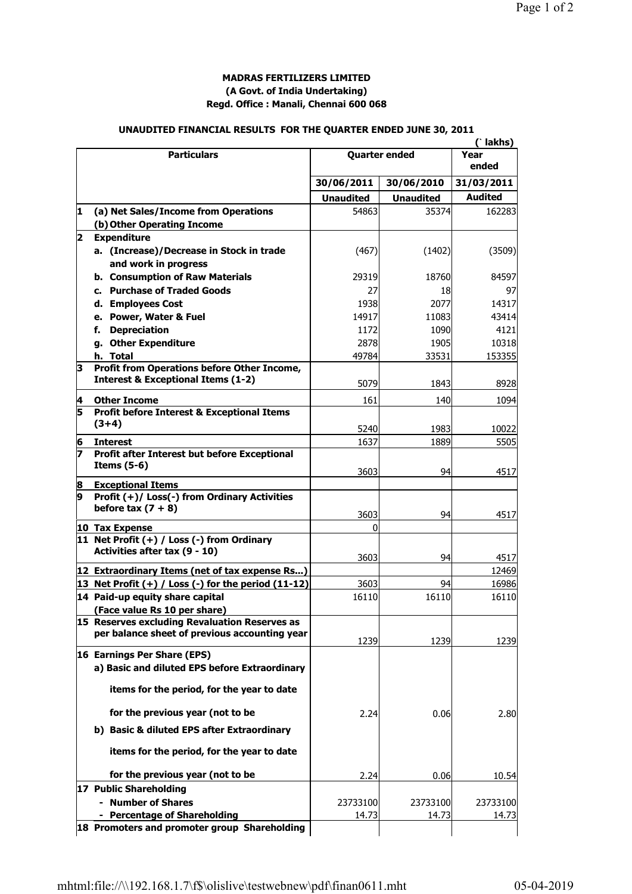**MADRAS FERTILIZERS LIMITED**
**(A Govt. of India Undertaking)**
**Regd. Office : Manali, Chennai 600 068**

**UNAUDITED FINANCIAL RESULTS FOR THE QUARTER ENDED JUNE 30, 2011**

(` lakhs)

| | Particulars | Quarter ended | | Year ended |
|---|---|---|---|---|
| | | 30/06/2011 | 30/06/2010 | 31/03/2011 |
| | | Unaudited | Unaudited | Audited |
| 1 | (a) Net Sales/Income from Operations | 54863 | 35374 | 162283 |
| | (b) Other Operating Income | | | |
| 2 | Expenditure | | | |
| | a. (Increase)/Decrease in Stock in trade and work in progress | (467) | (1402) | (3509) |
| | b. Consumption of Raw Materials | 29319 | 18760 | 84597 |
| | c. Purchase of Traded Goods | 27 | 18 | 97 |
| | d. Employees Cost | 1938 | 2077 | 14317 |
| | e. Power, Water & Fuel | 14917 | 11083 | 43414 |
| | f. Depreciation | 1172 | 1090 | 4121 |
| | g. Other Expenditure | 2878 | 1905 | 10318 |
| | h. Total | 49784 | 33531 | 153355 |
| 3 | Profit from Operations before Other Income, Interest & Exceptional Items (1-2) | 5079 | 1843 | 8928 |
| 4 | Other Income | 161 | 140 | 1094 |
| 5 | Profit before Interest & Exceptional Items (3+4) | 5240 | 1983 | 10022 |
| 6 | Interest | 1637 | 1889 | 5505 |
| 7 | Profit after Interest but before Exceptional Items (5-6) | 3603 | 94 | 4517 |
| 8 | Exceptional Items | | | |
| 9 | Profit (+)/ Loss(-) from Ordinary Activities before tax (7 + 8) | 3603 | 94 | 4517 |
| 10 | Tax Expense | 0 | | |
| 11 | Net Profit (+) / Loss (-) from Ordinary Activities after tax (9 - 10) | 3603 | 94 | 4517 |
| 12 | Extraordinary Items (net of tax expense Rs...) | | | 12469 |
| 13 | Net Profit (+) / Loss (-) for the period (11-12) | 3603 | 94 | 16986 |
| 14 | Paid-up equity share capital (Face value Rs 10 per share) | 16110 | 16110 | 16110 |
| 15 | Reserves excluding Revaluation Reserves as per balance sheet of previous accounting year | 1239 | 1239 | 1239 |
| 16 | Earnings Per Share (EPS) | | | |
| | a) Basic and diluted EPS before Extraordinary items for the period, for the year to date for the previous year (not to be | 2.24 | 0.06 | 2.80 |
| | b) Basic & diluted EPS after Extraordinary items for the period, for the year to date for the previous year (not to be | 2.24 | 0.06 | 10.54 |
| 17 | Public Shareholding | | | |
| | - Number of Shares | 23733100 | 23733100 | 23733100 |
| | - Percentage of Shareholding | 14.73 | 14.73 | 14.73 |
| 18 | Promoters and promoter group Shareholding | | | |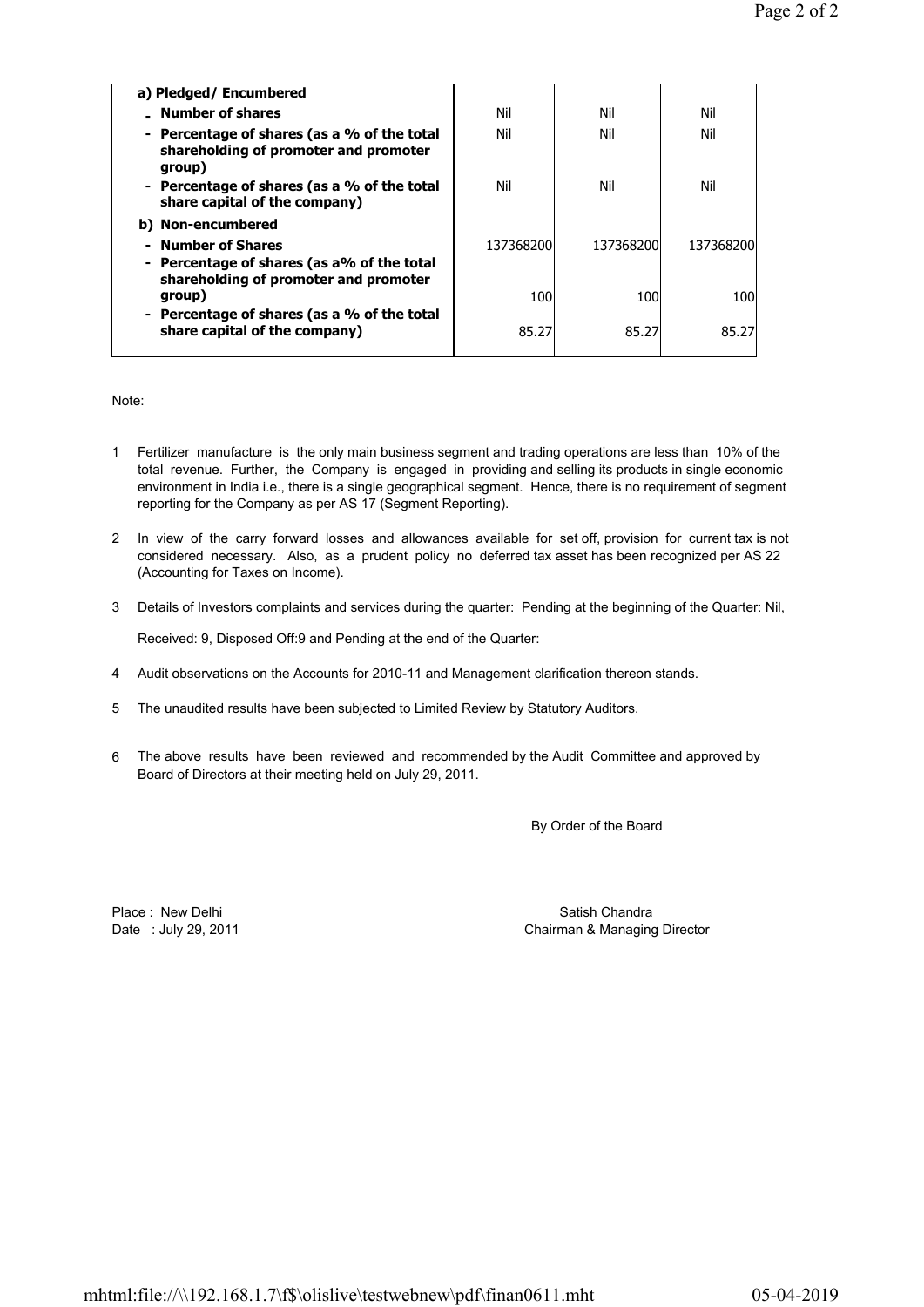| | | | |
|---|---|---|---|
| **a) Pledged/ Encumbered** | | | |
| - **Number of shares** | Nil | Nil | Nil |
| - **Percentage of shares (as a % of the total shareholding of promoter and promoter group)** | Nil | Nil | Nil |
| - **Percentage of shares (as a % of the total share capital of the company)** | Nil | Nil | Nil |
| **b) Non-encumbered** | | | |
| - **Number of Shares** | 137368200 | 137368200 | 137368200 |
| - **Percentage of shares (as a% of the total shareholding of promoter and promoter group)** | 100 | 100 | 100 |
| - **Percentage of shares (as a % of the total share capital of the company)** | 85.27 | 85.27 | 85.27 |

Note:

1. Fertilizer manufacture is the only main business segment and trading operations are less than 10% of the total revenue. Further, the Company is engaged in providing and selling its products in single economic environment in India i.e., there is a single geographical segment. Hence, there is no requirement of segment reporting for the Company as per AS 17 (Segment Reporting).

2. In view of the carry forward losses and allowances available for set off, provision for current tax is not considered necessary. Also, as a prudent policy no deferred tax asset has been recognized per AS 22 (Accounting for Taxes on Income).

3. Details of Investors complaints and services during the quarter: Pending at the beginning of the Quarter: Nil,

   Received: 9, Disposed Off:9 and Pending at the end of the Quarter:

4. Audit observations on the Accounts for 2010-11 and Management clarification thereon stands.

5. The unaudited results have been subjected to Limited Review by Statutory Auditors.

6. The above results have been reviewed and recommended by the Audit Committee and approved by Board of Directors at their meeting held on July 29, 2011.

By Order of the Board

Place : New Delhi
Date : July 29, 2011

Satish Chandra
Chairman & Managing Director